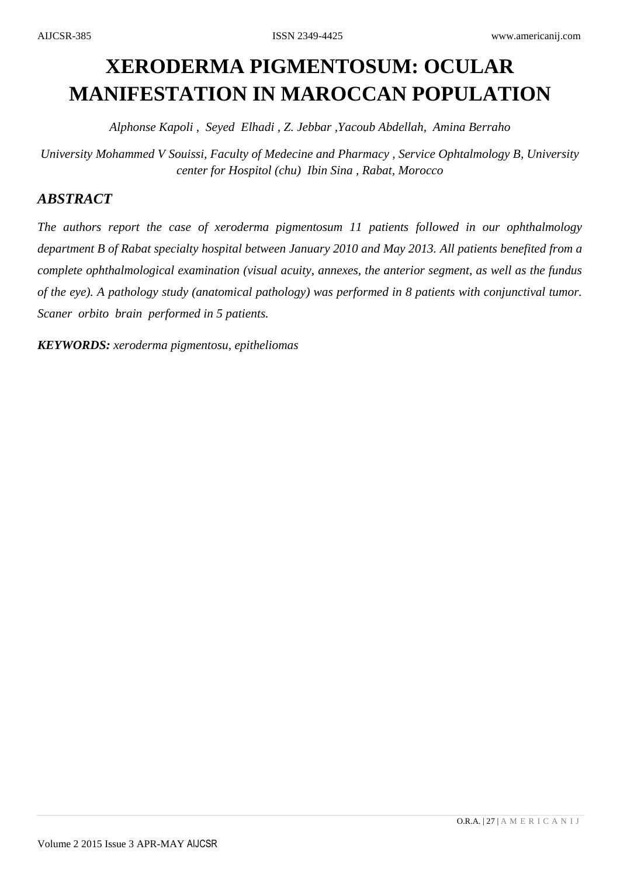# XERODERMA PIGMENTOSUM: OCULAR MANIFESTATION IN MAROCCAN POPULATION

*Alphonse Kapoli , Seyed Elhadi , Z. Jebbar ,Yacoub Abdellah, Amina Berraho*

*University Mohammed V Souissi, Faculty of Medecine and Pharmacy , Service Ophtalmology B, University center for Hospitol (chu) Ibin Sina , Rabat, Morocco*

## *ABSTRACT*

*The authors report the case of xeroderma pigmentosum 11 patients followed in our ophthalmology department B of Rabat specialty hospital between January 2010 and May 2013. All patients benefited from a complete ophthalmological examination (visual acuity, annexes, the anterior segment, as well as the fundus of the eye). A pathology study (anatomical pathology) was performed in 8 patients with conjunctival tumor. Scaner orbito brain performed in 5 patients.*

***KEYWORDS:*** *xeroderma pigmentosu, epitheliomas*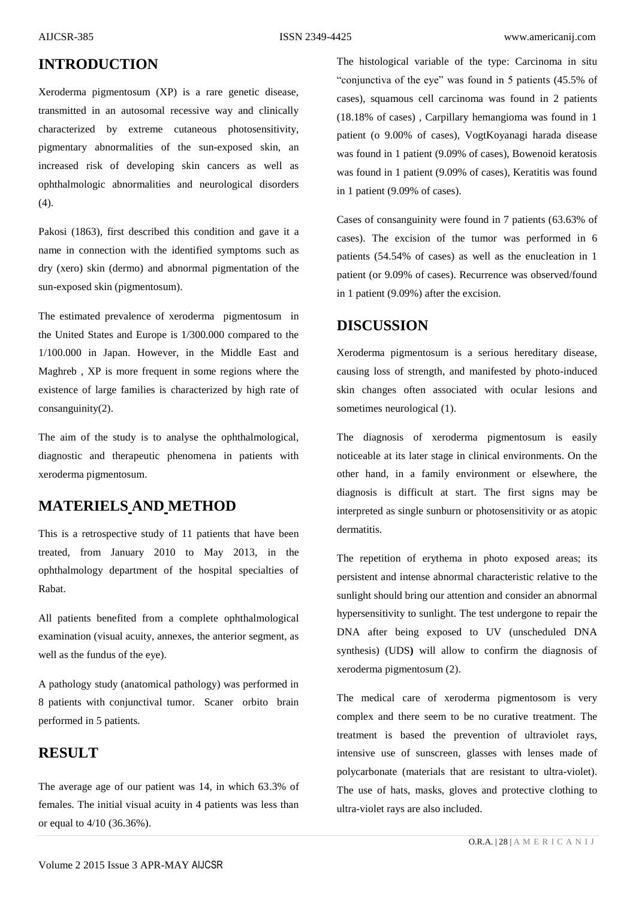## INTRODUCTION

Xeroderma pigmentosum (XP) is a rare genetic disease, transmitted in an autosomal recessive way and clinically characterized by extreme cutaneous photosensitivity, pigmentary abnormalities of the sun-exposed skin, an increased risk of developing skin cancers as well as ophthalmologic abnormalities and neurological disorders (4).

Pakosi (1863), first described this condition and gave it a name in connection with the identified symptoms such as dry (xero) skin (dermo) and abnormal pigmentation of the sun-exposed skin (pigmentosum).

The estimated prevalence of xeroderma pigmentosum in the United States and Europe is 1/300.000 compared to the 1/100.000 in Japan. However, in the Middle East and Maghreb , XP is more frequent in some regions where the existence of large families is characterized by high rate of consanguinity(2).

The aim of the study is to analyse the ophthalmological, diagnostic and therapeutic phenomena in patients with xeroderma pigmentosum.

## MATERIELS AND METHOD

This is a retrospective study of 11 patients that have been treated, from January 2010 to May 2013, in the ophthalmology department of the hospital specialties of Rabat.

All patients benefited from a complete ophthalmological examination (visual acuity, annexes, the anterior segment, as well as the fundus of the eye).

A pathology study (anatomical pathology) was performed in 8 patients with conjunctival tumor. Scaner orbito brain performed in 5 patients.

## RESULT

The average age of our patient was 14, in which 63.3% of females. The initial visual acuity in 4 patients was less than or equal to 4/10 (36.36%).

The histological variable of the type: Carcinoma in situ "conjunctiva of the eye" was found in 5 patients (45.5% of cases), squamous cell carcinoma was found in 2 patients (18.18% of cases) , Carpillary hemangioma was found in 1 patient (o 9.00% of cases), VogtKoyanagi harada disease was found in 1 patient (9.09% of cases), Bowenoid keratosis was found in 1 patient (9.09% of cases), Keratitis was found in 1 patient (9.09% of cases).

Cases of consanguinity were found in 7 patients (63.63% of cases). The excision of the tumor was performed in 6 patients (54.54% of cases) as well as the enucleation in 1 patient (or 9.09% of cases). Recurrence was observed/found in 1 patient (9.09%) after the excision.

## DISCUSSION

Xeroderma pigmentosum is a serious hereditary disease, causing loss of strength, and manifested by photo-induced skin changes often associated with ocular lesions and sometimes neurological (1).

The diagnosis of xeroderma pigmentosum is easily noticeable at its later stage in clinical environments. On the other hand, in a family environment or elsewhere, the diagnosis is difficult at start. The first signs may be interpreted as single sunburn or photosensitivity or as atopic dermatitis.

The repetition of erythema in photo exposed areas; its persistent and intense abnormal characteristic relative to the sunlight should bring our attention and consider an abnormal hypersensitivity to sunlight. The test undergone to repair the DNA after being exposed to UV (unscheduled DNA synthesis) (UDS**)** will allow to confirm the diagnosis of xeroderma pigmentosum (2).

The medical care of xeroderma pigmentosom is very complex and there seem to be no curative treatment. The treatment is based the prevention of ultraviolet rays, intensive use of sunscreen, glasses with lenses made of polycarbonate (materials that are resistant to ultra-violet). The use of hats, masks, gloves and protective clothing to ultra-violet rays are also included.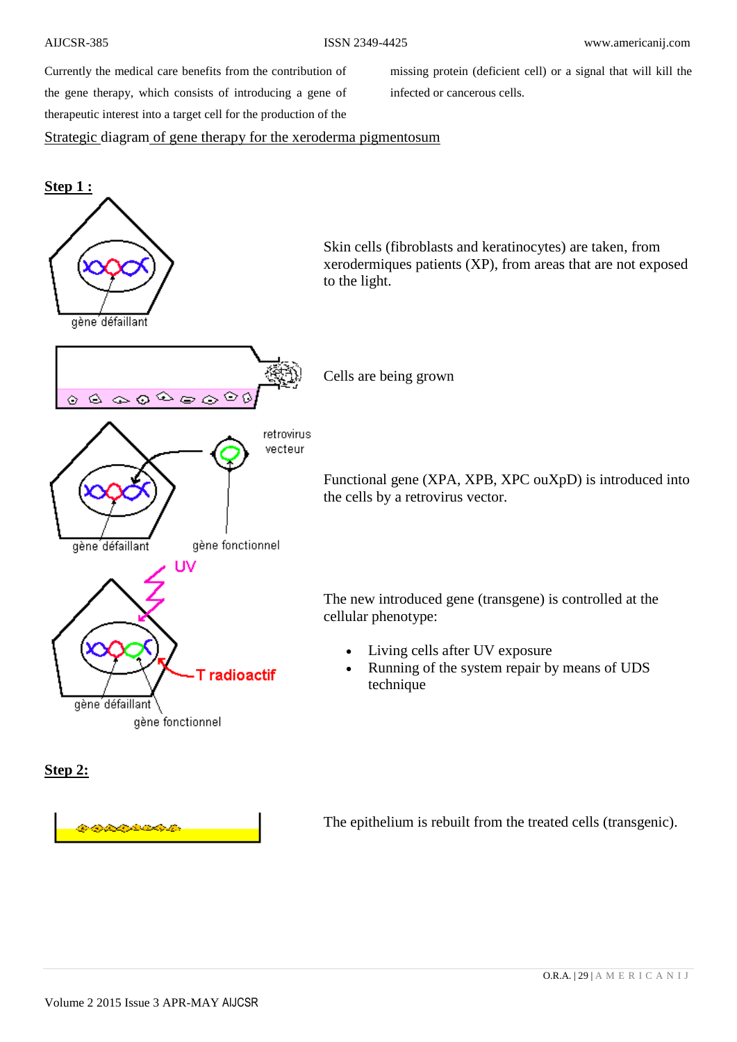Currently the medical care benefits from the contribution of the gene therapy, which consists of introducing a gene of therapeutic interest into a target cell for the production of the missing protein (deficient cell) or a signal that will kill the infected or cancerous cells.

Strategic diagram of gene therapy for the xeroderma pigmentosum

**Step 1 :**

gène défaillant

Skin cells (fibroblasts and keratinocytes) are taken, from xerodermiques patients (XP), from areas that are not exposed to the light.

Cells are being grown

retrovirus vecteur

gène défaillant

gène fonctionnel

Functional gene (XPA, XPB, XPC ouXpD) is introduced into the cells by a retrovirus vector.

UV

T radioactif

gène défaillant

gène fonctionnel

The new introduced gene (transgene) is controlled at the cellular phenotype:

- Living cells after UV exposure
- Running of the system repair by means of UDS technique

**Step 2:**

The epithelium is rebuilt from the treated cells (transgenic).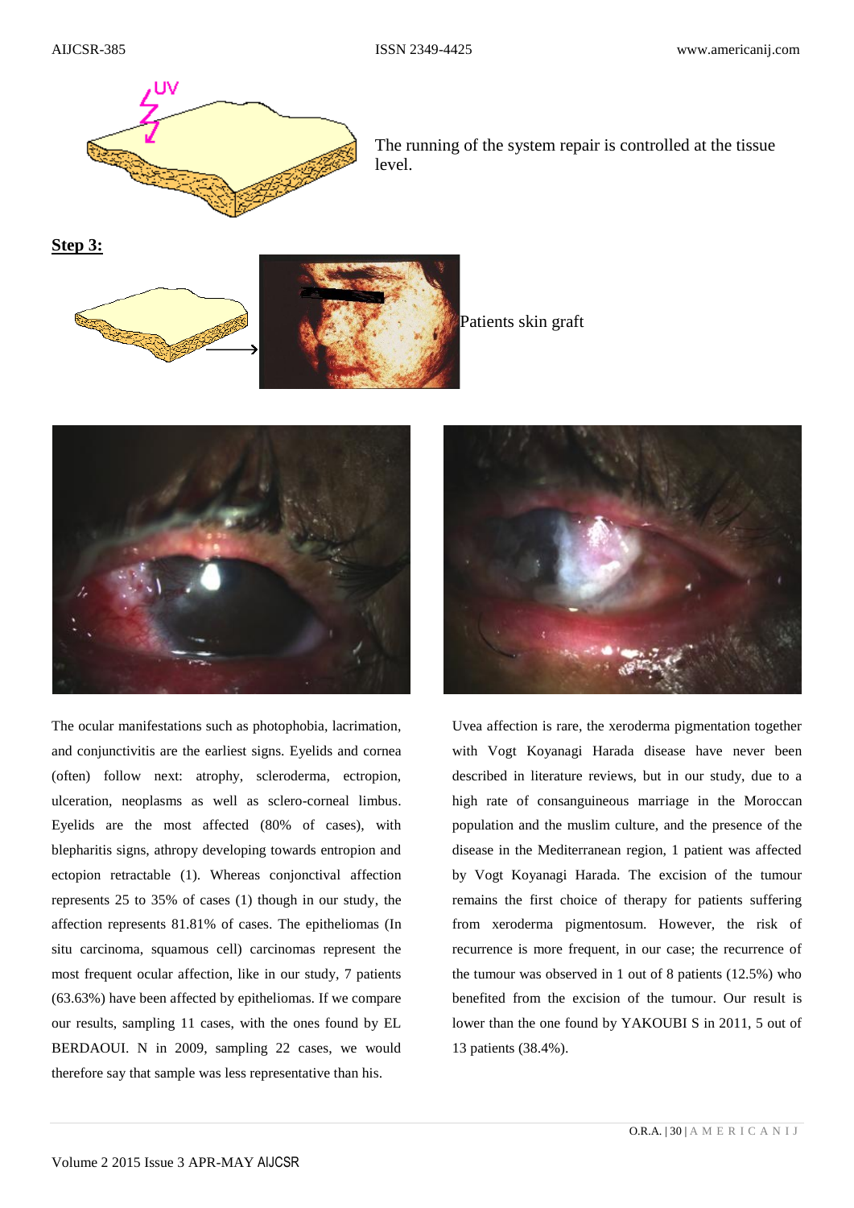The running of the system repair is controlled at the tissue level.

**Step 3:**

Patients skin graft

The ocular manifestations such as photophobia, lacrimation, and conjunctivitis are the earliest signs. Eyelids and cornea (often) follow next: atrophy, scleroderma, ectropion, ulceration, neoplasms as well as sclero-corneal limbus. Eyelids are the most affected (80% of cases), with blepharitis signs, athropy developing towards entropion and ectopion retractable (1). Whereas conjonctival affection represents 25 to 35% of cases (1) though in our study, the affection represents 81.81% of cases. The epitheliomas (In situ carcinoma, squamous cell) carcinomas represent the most frequent ocular affection, like in our study, 7 patients (63.63%) have been affected by epitheliomas. If we compare our results, sampling 11 cases, with the ones found by EL BERDAOUI. N in 2009, sampling 22 cases, we would therefore say that sample was less representative than his.

Uvea affection is rare, the xeroderma pigmentation together with Vogt Koyanagi Harada disease have never been described in literature reviews, but in our study, due to a high rate of consanguineous marriage in the Moroccan population and the muslim culture, and the presence of the disease in the Mediterranean region, 1 patient was affected by Vogt Koyanagi Harada. The excision of the tumour remains the first choice of therapy for patients suffering from xeroderma pigmentosum. However, the risk of recurrence is more frequent, in our case; the recurrence of the tumour was observed in 1 out of 8 patients (12.5%) who benefited from the excision of the tumour. Our result is lower than the one found by YAKOUBI S in 2011, 5 out of 13 patients (38.4%).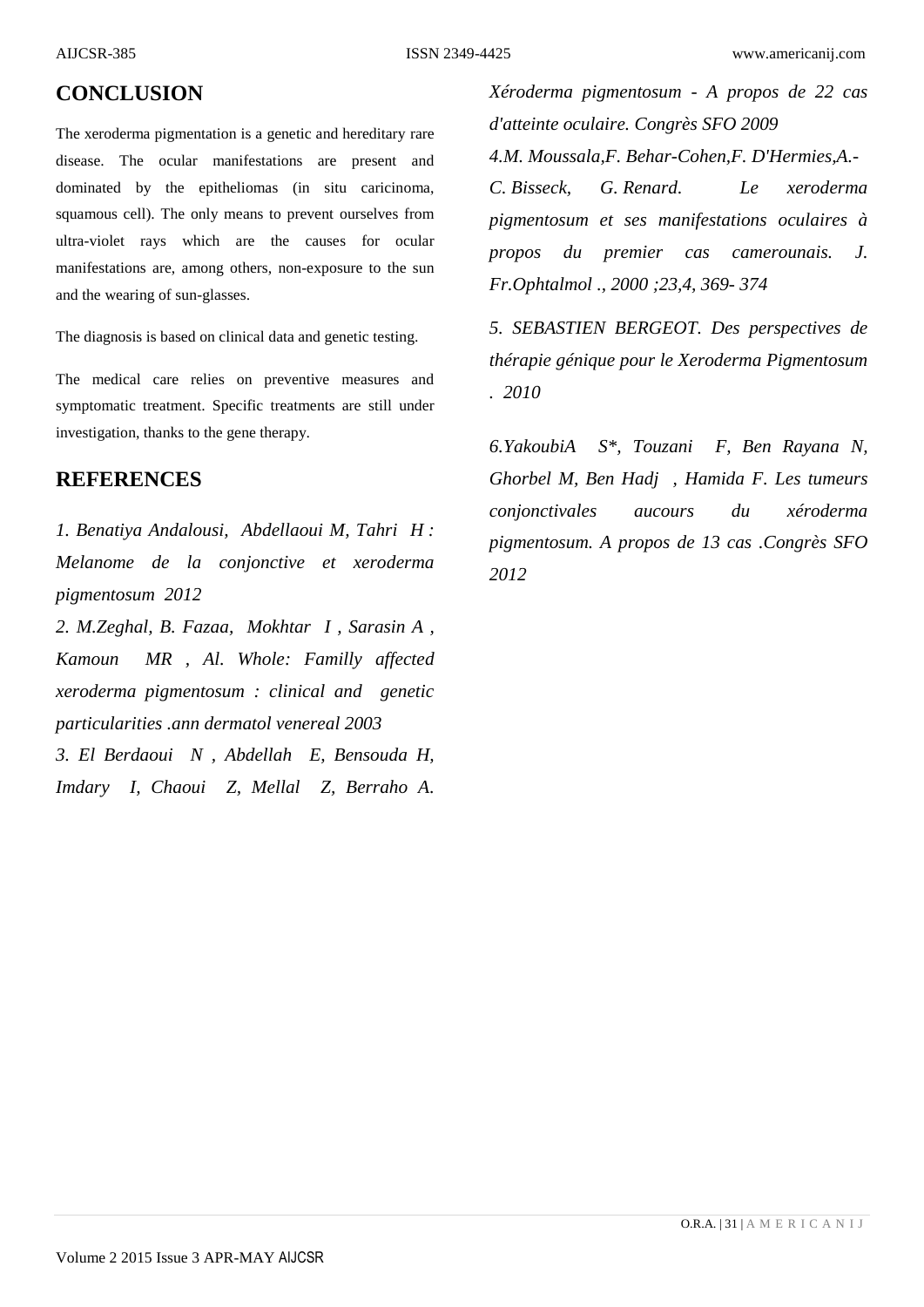## CONCLUSION

The xeroderma pigmentation is a genetic and hereditary rare disease. The ocular manifestations are present and dominated by the epitheliomas (in situ caricinoma, squamous cell). The only means to prevent ourselves from ultra-violet rays which are the causes for ocular manifestations are, among others, non-exposure to the sun and the wearing of sun-glasses.

The diagnosis is based on clinical data and genetic testing.

The medical care relies on preventive measures and symptomatic treatment. Specific treatments are still under investigation, thanks to the gene therapy.

## REFERENCES

*1. Benatiya Andalousi, Abdellaoui M, Tahri H : Melanome de la conjonctive et xeroderma pigmentosum 2012*

*2. M.Zeghal, B. Fazaa, Mokhtar I , Sarasin A , Kamoun MR , Al. Whole: Familly affected xeroderma pigmentosum : clinical and genetic particularities .ann dermatol venereal 2003*

*3. El Berdaoui N , Abdellah E, Bensouda H, Imdary I, Chaoui Z, Mellal Z, Berraho A. Xéroderma pigmentosum - A propos de 22 cas d'atteinte oculaire. Congrès SFO 2009*

*4.M. Moussala,F. Behar-Cohen,F. D'Hermies,A.-C. Bisseck, G. Renard. Le xeroderma pigmentosum et ses manifestations oculaires à propos du premier cas camerounais. J. Fr.Ophtalmol ., 2000 ;23,4, 369- 374*

*5. SEBASTIEN BERGEOT. Des perspectives de thérapie génique pour le Xeroderma Pigmentosum . 2010*

*6.YakoubiA S*, Touzani F, Ben Rayana N, Ghorbel M, Ben Hadj , Hamida F. Les tumeurs conjonctivales aucours du xéroderma pigmentosum. A propos de 13 cas .Congrès SFO 2012*